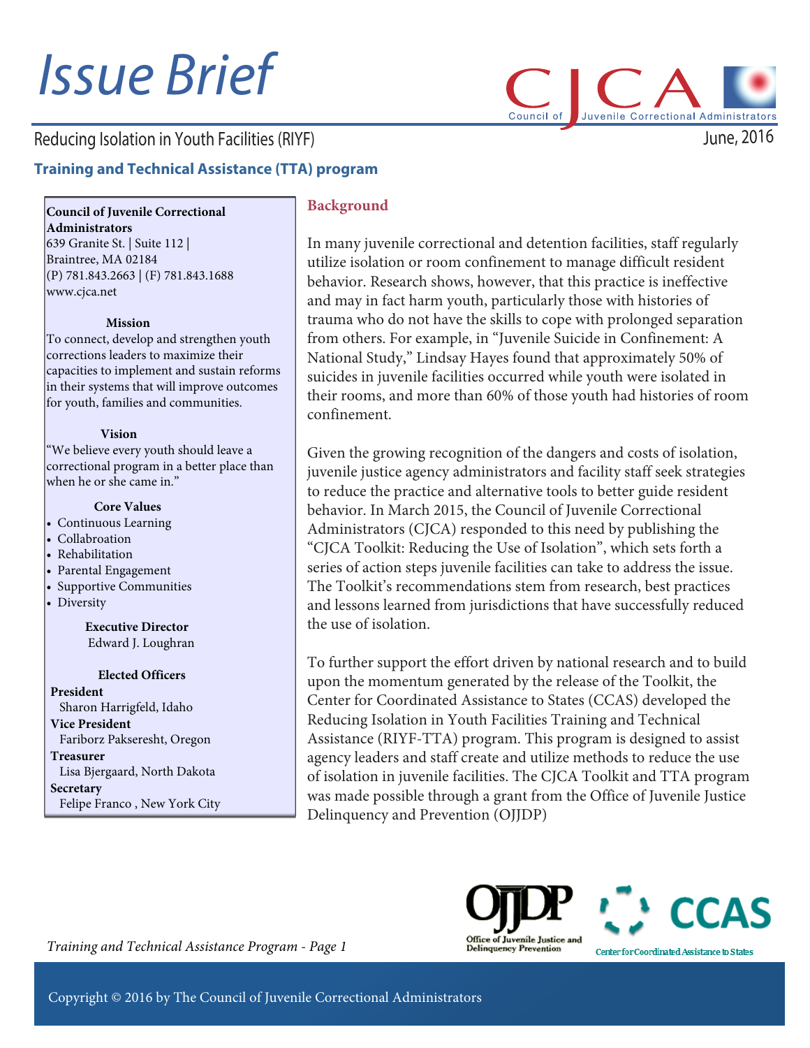# Issue Brief

Reducing Isolation in Youth Facilities (RIYF)

June, 2016

## Training and Technical Assistance (TTA) program

**Council of Juvenile Correctional Administrators**
639 Granite St. | Suite 112 |
Braintree, MA 02184
(P) 781.843.2663 | (F) 781.843.1688
www.cjca.net

**Mission**

To connect, develop and strengthen youth corrections leaders to maximize their capacities to implement and sustain reforms in their systems that will improve outcomes for youth, families and communities.

**Vision**

"We believe every youth should leave a correctional program in a better place than when he or she came in."

**Core Values**

- Continuous Learning
- Collabroation
- Rehabilitation
- Parental Engagement
- Supportive Communities
- Diversity

**Executive Director**
Edward J. Loughran

**Elected Officers**

**President**
Sharon Harrigfeld, Idaho

**Vice President**
Fariborz Pakseresht, Oregon

**Treasurer**
Lisa Bjergaard, North Dakota

**Secretary**
Felipe Franco , New York City

### Background

In many juvenile correctional and detention facilities, staff regularly utilize isolation or room confinement to manage difficult resident behavior. Research shows, however, that this practice is ineffective and may in fact harm youth, particularly those with histories of trauma who do not have the skills to cope with prolonged separation from others. For example, in "Juvenile Suicide in Confinement: A National Study," Lindsay Hayes found that approximately 50% of suicides in juvenile facilities occurred while youth were isolated in their rooms, and more than 60% of those youth had histories of room confinement.

Given the growing recognition of the dangers and costs of isolation, juvenile justice agency administrators and facility staff seek strategies to reduce the practice and alternative tools to better guide resident behavior. In March 2015, the Council of Juvenile Correctional Administrators (CJCA) responded to this need by publishing the "CJCA Toolkit: Reducing the Use of Isolation", which sets forth a series of action steps juvenile facilities can take to address the issue. The Toolkit's recommendations stem from research, best practices and lessons learned from jurisdictions that have successfully reduced the use of isolation.

To further support the effort driven by national research and to build upon the momentum generated by the release of the Toolkit, the Center for Coordinated Assistance to States (CCAS) developed the Reducing Isolation in Youth Facilities Training and Technical Assistance (RIYF-TTA) program. This program is designed to assist agency leaders and staff create and utilize methods to reduce the use of isolation in juvenile facilities. The CJCA Toolkit and TTA program was made possible through a grant from the Office of Juvenile Justice Delinquency and Prevention (OJJDP)

Copyright © 2016 by The Council of Juvenile Correctional Administrators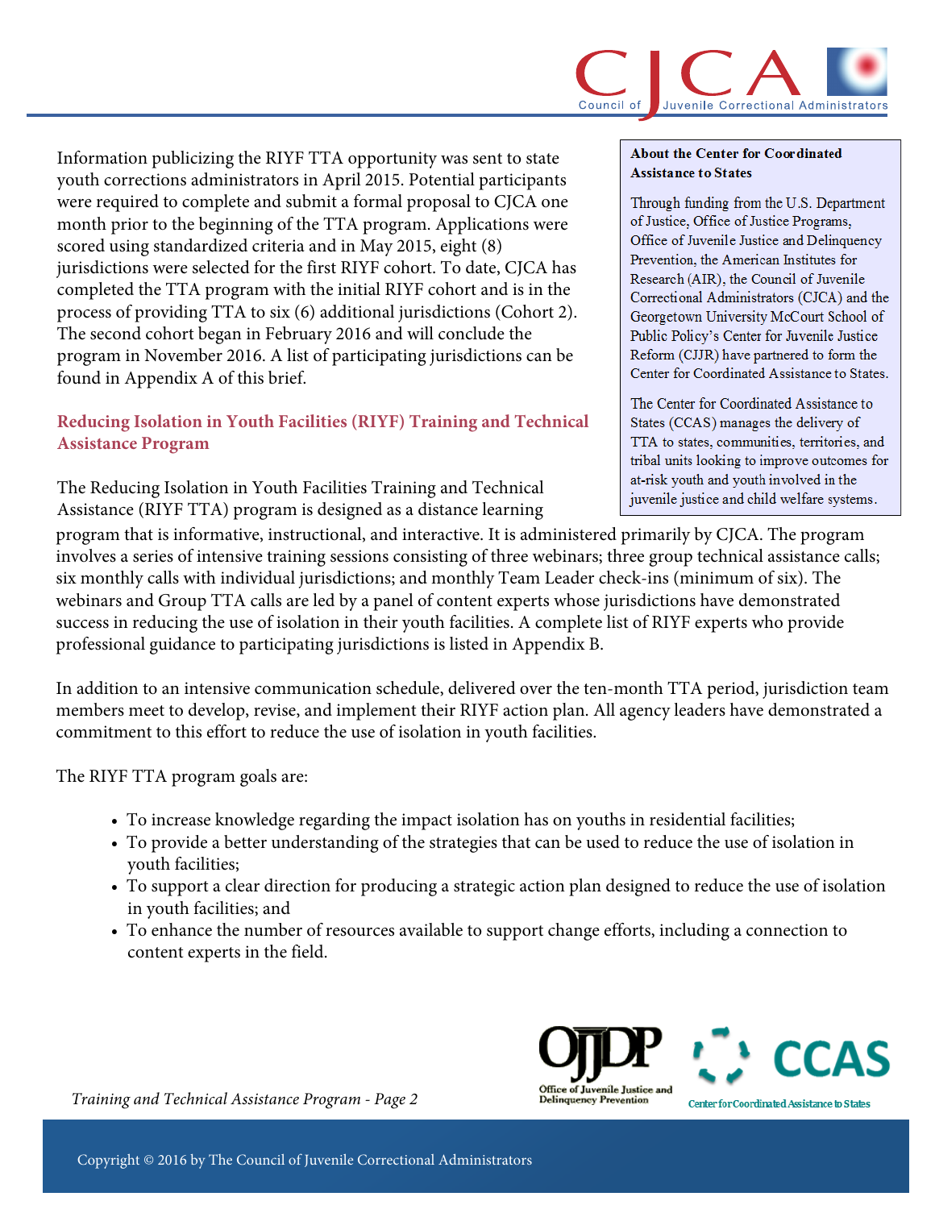Information publicizing the RIYF TTA opportunity was sent to state youth corrections administrators in April 2015. Potential participants were required to complete and submit a formal proposal to CJCA one month prior to the beginning of the TTA program. Applications were scored using standardized criteria and in May 2015, eight (8) jurisdictions were selected for the first RIYF cohort. To date, CJCA has completed the TTA program with the initial RIYF cohort and is in the process of providing TTA to six (6) additional jurisdictions (Cohort 2). The second cohort began in February 2016 and will conclude the program in November 2016. A list of participating jurisdictions can be found in Appendix A of this brief.

> **About the Center for Coordinated Assistance to States**
>
> Through funding from the U.S. Department of Justice, Office of Justice Programs, Office of Juvenile Justice and Delinquency Prevention, the American Institutes for Research (AIR), the Council of Juvenile Correctional Administrators (CJCA) and the Georgetown University McCourt School of Public Policy's Center for Juvenile Justice Reform (CJJR) have partnered to form the Center for Coordinated Assistance to States.
>
> The Center for Coordinated Assistance to States (CCAS) manages the delivery of TTA to states, communities, territories, and tribal units looking to improve outcomes for at-risk youth and youth involved in the juvenile justice and child welfare systems.

## Reducing Isolation in Youth Facilities (RIYF) Training and Technical Assistance Program

The Reducing Isolation in Youth Facilities Training and Technical Assistance (RIYF TTA) program is designed as a distance learning program that is informative, instructional, and interactive. It is administered primarily by CJCA. The program involves a series of intensive training sessions consisting of three webinars; three group technical assistance calls; six monthly calls with individual jurisdictions; and monthly Team Leader check-ins (minimum of six). The webinars and Group TTA calls are led by a panel of content experts whose jurisdictions have demonstrated success in reducing the use of isolation in their youth facilities. A complete list of RIYF experts who provide professional guidance to participating jurisdictions is listed in Appendix B.

In addition to an intensive communication schedule, delivered over the ten-month TTA period, jurisdiction team members meet to develop, revise, and implement their RIYF action plan. All agency leaders have demonstrated a commitment to this effort to reduce the use of isolation in youth facilities.

The RIYF TTA program goals are:

- To increase knowledge regarding the impact isolation has on youths in residential facilities;
- To provide a better understanding of the strategies that can be used to reduce the use of isolation in youth facilities;
- To support a clear direction for producing a strategic action plan designed to reduce the use of isolation in youth facilities; and
- To enhance the number of resources available to support change efforts, including a connection to content experts in the field.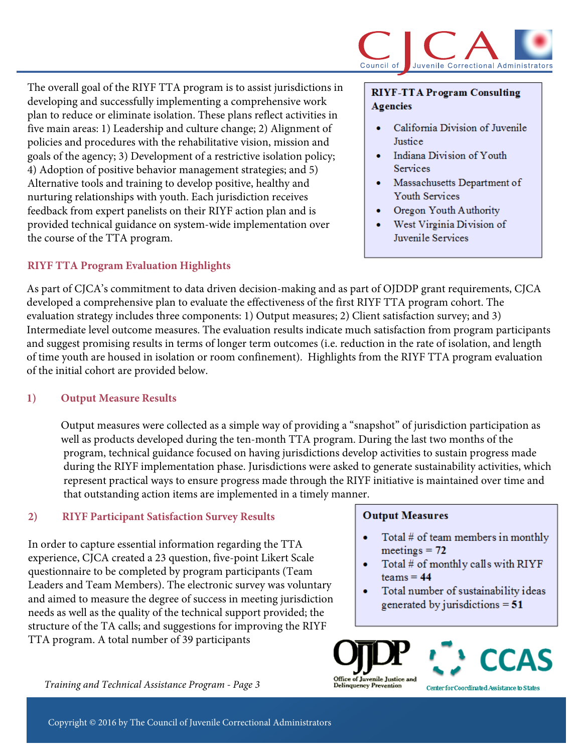The overall goal of the RIYF TTA program is to assist jurisdictions in developing and successfully implementing a comprehensive work plan to reduce or eliminate isolation. These plans reflect activities in five main areas: 1) Leadership and culture change; 2) Alignment of policies and procedures with the rehabilitative vision, mission and goals of the agency; 3) Development of a restrictive isolation policy; 4) Adoption of positive behavior management strategies; and 5) Alternative tools and training to develop positive, healthy and nurturing relationships with youth. Each jurisdiction receives feedback from expert panelists on their RIYF action plan and is provided technical guidance on system-wide implementation over the course of the TTA program.

**RIYF-TTA Program Consulting Agencies**

- California Division of Juvenile Justice
- Indiana Division of Youth Services
- Massachusetts Department of Youth Services
- Oregon Youth Authority
- West Virginia Division of Juvenile Services

## RIYF TTA Program Evaluation Highlights

As part of CJCA's commitment to data driven decision-making and as part of OJDDP grant requirements, CJCA developed a comprehensive plan to evaluate the effectiveness of the first RIYF TTA program cohort. The evaluation strategy includes three components: 1) Output measures; 2) Client satisfaction survey; and 3) Intermediate level outcome measures. The evaluation results indicate much satisfaction from program participants and suggest promising results in terms of longer term outcomes (i.e. reduction in the rate of isolation, and length of time youth are housed in isolation or room confinement). Highlights from the RIYF TTA program evaluation of the initial cohort are provided below.

### 1) Output Measure Results

Output measures were collected as a simple way of providing a "snapshot" of jurisdiction participation as well as products developed during the ten-month TTA program. During the last two months of the program, technical guidance focused on having jurisdictions develop activities to sustain progress made during the RIYF implementation phase. Jurisdictions were asked to generate sustainability activities, which represent practical ways to ensure progress made through the RIYF initiative is maintained over time and that outstanding action items are implemented in a timely manner.

**Output Measures**

- Total # of team members in monthly meetings = **72**
- Total # of monthly calls with RIYF teams = **44**
- Total number of sustainability ideas generated by jurisdictions = **51**

### 2) RIYF Participant Satisfaction Survey Results

In order to capture essential information regarding the TTA experience, CJCA created a 23 question, five-point Likert Scale questionnaire to be completed by program participants (Team Leaders and Team Members). The electronic survey was voluntary and aimed to measure the degree of success in meeting jurisdiction needs as well as the quality of the technical support provided; the structure of the TA calls; and suggestions for improving the RIYF TTA program. A total number of 39 participants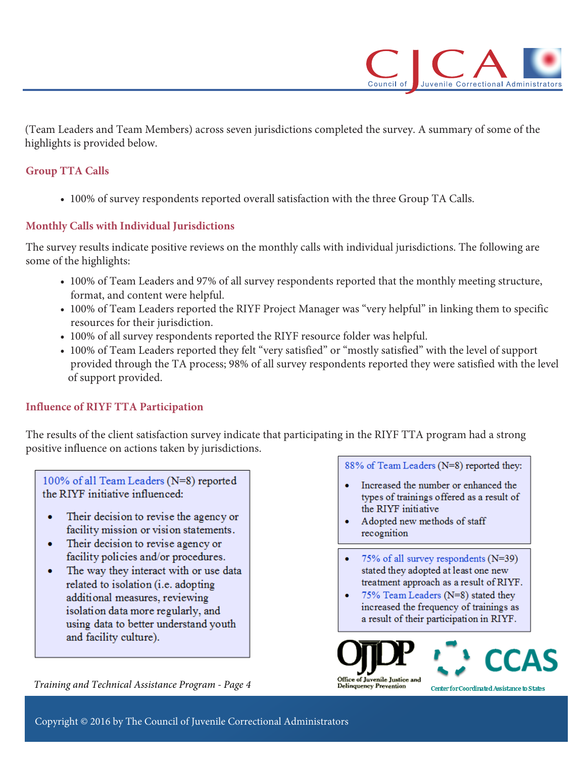(Team Leaders and Team Members) across seven jurisdictions completed the survey. A summary of some of the highlights is provided below.

### Group TTA Calls

- 100% of survey respondents reported overall satisfaction with the three Group TA Calls.

### Monthly Calls with Individual Jurisdictions

The survey results indicate positive reviews on the monthly calls with individual jurisdictions. The following are some of the highlights:

- 100% of Team Leaders and 97% of all survey respondents reported that the monthly meeting structure, format, and content were helpful.
- 100% of Team Leaders reported the RIYF Project Manager was "very helpful" in linking them to specific resources for their jurisdiction.
- 100% of all survey respondents reported the RIYF resource folder was helpful.
- 100% of Team Leaders reported they felt "very satisfied" or "mostly satisfied" with the level of support provided through the TA process; 98% of all survey respondents reported they were satisfied with the level of support provided.

### Influence of RIYF TTA Participation

The results of the client satisfaction survey indicate that participating in the RIYF TTA program had a strong positive influence on actions taken by jurisdictions.

100% of all Team Leaders (N=8) reported the RIYF initiative influenced:

- Their decision to revise the agency or facility mission or vision statements.
- Their decision to revise agency or facility policies and/or procedures.
- The way they interact with or use data related to isolation (i.e. adopting additional measures, reviewing isolation data more regularly, and using data to better understand youth and facility culture).

88% of Team Leaders (N=8) reported they:

- Increased the number or enhanced the types of trainings offered as a result of the RIYF initiative
- Adopted new methods of staff recognition

- 75% of all survey respondents (N=39) stated they adopted at least one new treatment approach as a result of RIYF.
- 75% Team Leaders (N=8) stated they increased the frequency of trainings as a result of their participation in RIYF.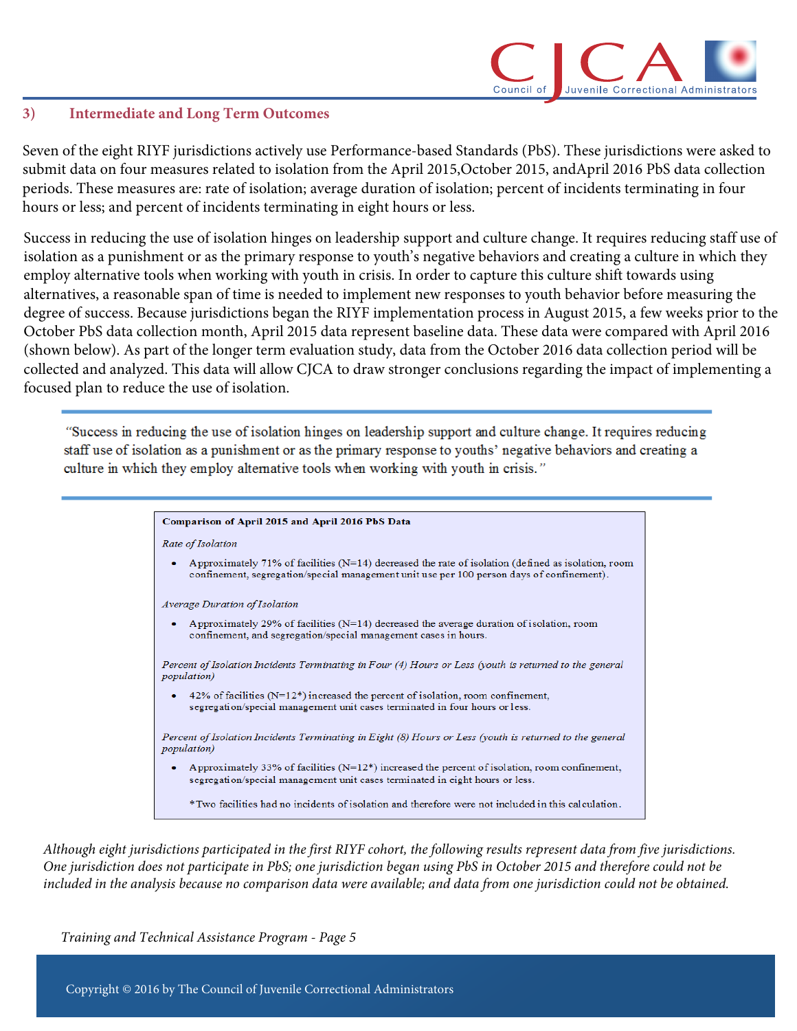### 3) Intermediate and Long Term Outcomes

Seven of the eight RIYF jurisdictions actively use Performance-based Standards (PbS). These jurisdictions were asked to submit data on four measures related to isolation from the April 2015,October 2015, andApril 2016 PbS data collection periods. These measures are: rate of isolation; average duration of isolation; percent of incidents terminating in four hours or less; and percent of incidents terminating in eight hours or less.

Success in reducing the use of isolation hinges on leadership support and culture change. It requires reducing staff use of isolation as a punishment or as the primary response to youth's negative behaviors and creating a culture in which they employ alternative tools when working with youth in crisis. In order to capture this culture shift towards using alternatives, a reasonable span of time is needed to implement new responses to youth behavior before measuring the degree of success. Because jurisdictions began the RIYF implementation process in August 2015, a few weeks prior to the October PbS data collection month, April 2015 data represent baseline data. These data were compared with April 2016 (shown below). As part of the longer term evaluation study, data from the October 2016 data collection period will be collected and analyzed. This data will allow CJCA to draw stronger conclusions regarding the impact of implementing a focused plan to reduce the use of isolation.

> "Success in reducing the use of isolation hinges on leadership support and culture change. It requires reducing staff use of isolation as a punishment or as the primary response to youths' negative behaviors and creating a culture in which they employ alternative tools when working with youth in crisis."

**Comparison of April 2015 and April 2016 PbS Data**

*Rate of Isolation*

- Approximately 71% of facilities (N=14) decreased the rate of isolation (defined as isolation, room confinement, segregation/special management unit use per 100 person days of confinement).

*Average Duration of Isolation*

- Approximately 29% of facilities (N=14) decreased the average duration of isolation, room confinement, and segregation/special management cases in hours.

*Percent of Isolation Incidents Terminating in Four (4) Hours or Less (youth is returned to the general population)*

- 42% of facilities (N=12*) increased the percent of isolation, room confinement, segregation/special management unit cases terminated in four hours or less.

*Percent of Isolation Incidents Terminating in Eight (8) Hours or Less (youth is returned to the general population)*

- Approximately 33% of facilities (N=12*) increased the percent of isolation, room confinement, segregation/special management unit cases terminated in eight hours or less.

  *Two facilities had no incidents of isolation and therefore were not included in this calculation.

*Although eight jurisdictions participated in the first RIYF cohort, the following results represent data from five jurisdictions. One jurisdiction does not participate in PbS; one jurisdiction began using PbS in October 2015 and therefore could not be included in the analysis because no comparison data were available; and data from one jurisdiction could not be obtained.*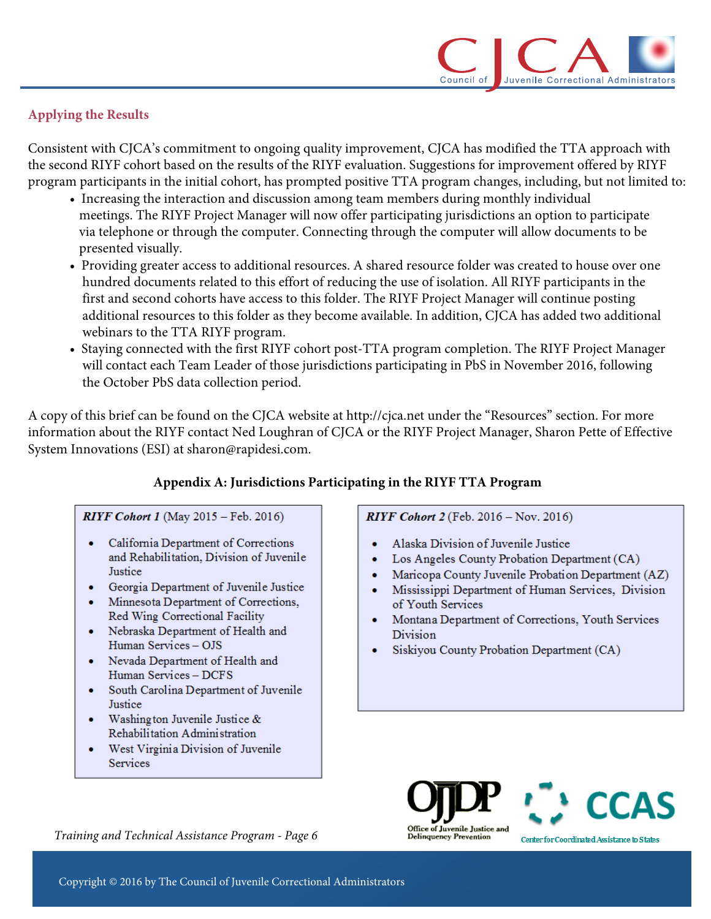## Applying the Results

Consistent with CJCA's commitment to ongoing quality improvement, CJCA has modified the TTA approach with the second RIYF cohort based on the results of the RIYF evaluation. Suggestions for improvement offered by RIYF program participants in the initial cohort, has prompted positive TTA program changes, including, but not limited to:

- Increasing the interaction and discussion among team members during monthly individual meetings. The RIYF Project Manager will now offer participating jurisdictions an option to participate via telephone or through the computer. Connecting through the computer will allow documents to be presented visually.
- Providing greater access to additional resources. A shared resource folder was created to house over one hundred documents related to this effort of reducing the use of isolation. All RIYF participants in the first and second cohorts have access to this folder. The RIYF Project Manager will continue posting additional resources to this folder as they become available. In addition, CJCA has added two additional webinars to the TTA RIYF program.
- Staying connected with the first RIYF cohort post-TTA program completion. The RIYF Project Manager will contact each Team Leader of those jurisdictions participating in PbS in November 2016, following the October PbS data collection period.

A copy of this brief can be found on the CJCA website at http://cjca.net under the "Resources" section. For more information about the RIYF contact Ned Loughran of CJCA or the RIYF Project Manager, Sharon Pette of Effective System Innovations (ESI) at sharon@rapidesi.com.

### Appendix A: Jurisdictions Participating in the RIYF TTA Program

***RIYF Cohort 1*** (May 2015 – Feb. 2016)

- California Department of Corrections and Rehabilitation, Division of Juvenile Justice
- Georgia Department of Juvenile Justice
- Minnesota Department of Corrections, Red Wing Correctional Facility
- Nebraska Department of Health and Human Services – OJS
- Nevada Department of Health and Human Services – DCFS
- South Carolina Department of Juvenile Justice
- Washington Juvenile Justice & Rehabilitation Administration
- West Virginia Division of Juvenile Services

***RIYF Cohort 2*** (Feb. 2016 – Nov. 2016)

- Alaska Division of Juvenile Justice
- Los Angeles County Probation Department (CA)
- Maricopa County Juvenile Probation Department (AZ)
- Mississippi Department of Human Services, Division of Youth Services
- Montana Department of Corrections, Youth Services Division
- Siskiyou County Probation Department (CA)

*Training and Technical Assistance Program - Page 6*

Copyright © 2016 by The Council of Juvenile Correctional Administrators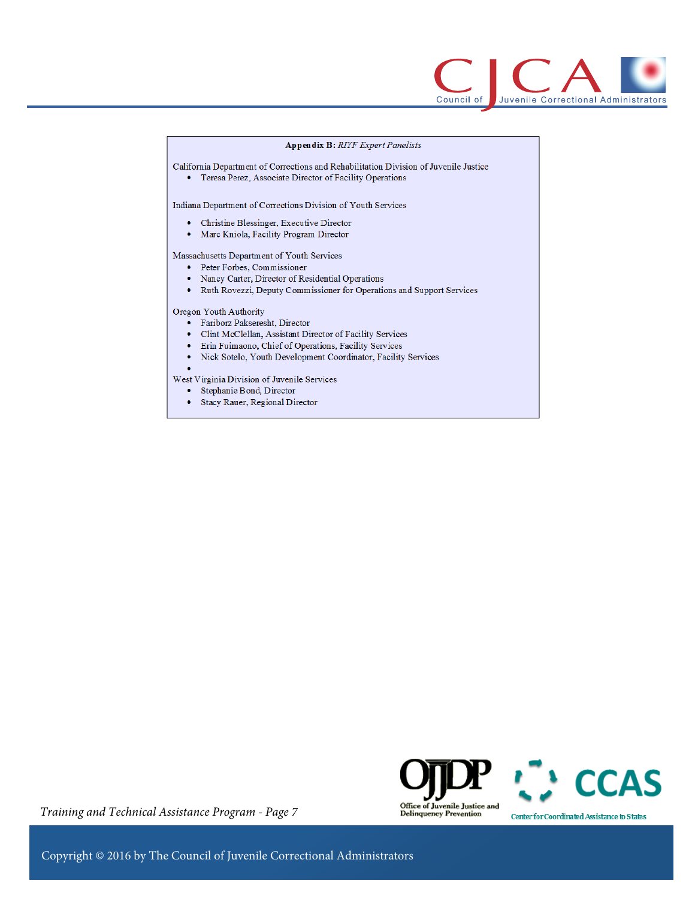**Appendix B:** *RIYF Expert Panelists*

California Department of Corrections and Rehabilitation Division of Juvenile Justice

- Teresa Perez, Associate Director of Facility Operations

Indiana Department of Corrections Division of Youth Services

- Christine Blessinger, Executive Director
- Marc Kniola, Facility Program Director

Massachusetts Department of Youth Services

- Peter Forbes, Commissioner
- Nancy Carter, Director of Residential Operations
- Ruth Rovezzi, Deputy Commissioner for Operations and Support Services

Oregon Youth Authority

- Fariborz Pakseresht, Director
- Clint McClellan, Assistant Director of Facility Services
- Erin Fuimaono, Chief of Operations, Facility Services
- Nick Sotelo, Youth Development Coordinator, Facility Services

West Virginia Division of Juvenile Services

- Stephanie Bond, Director
- Stacy Rauer, Regional Director